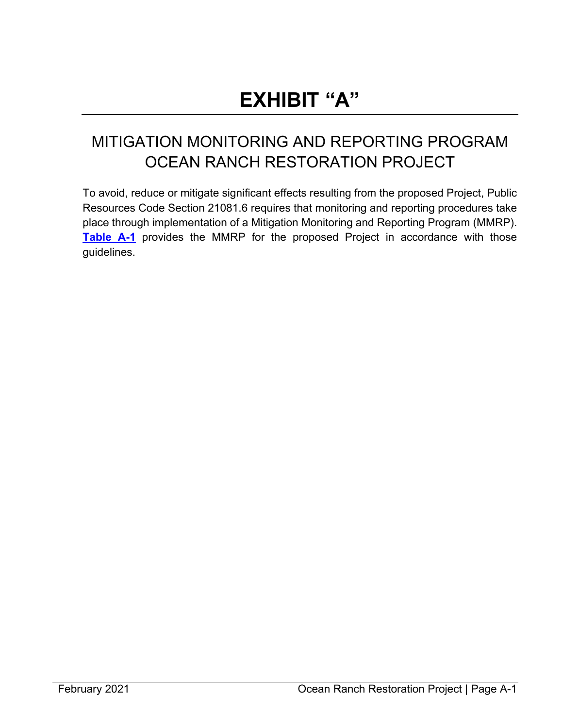# EXHIBIT “A”

## MITIGATION MONITORING AND REPORTING PROGRAM OCEAN RANCH RESTORATION PROJECT

To avoid, reduce or mitigate significant effects resulting from the proposed Project, Public Resources Code Section 21081.6 requires that monitoring and reporting procedures take place through implementation of a Mitigation Monitoring and Reporting Program (MMRP). **Table A-1** provides the MMRP for the proposed Project in accordance with those guidelines.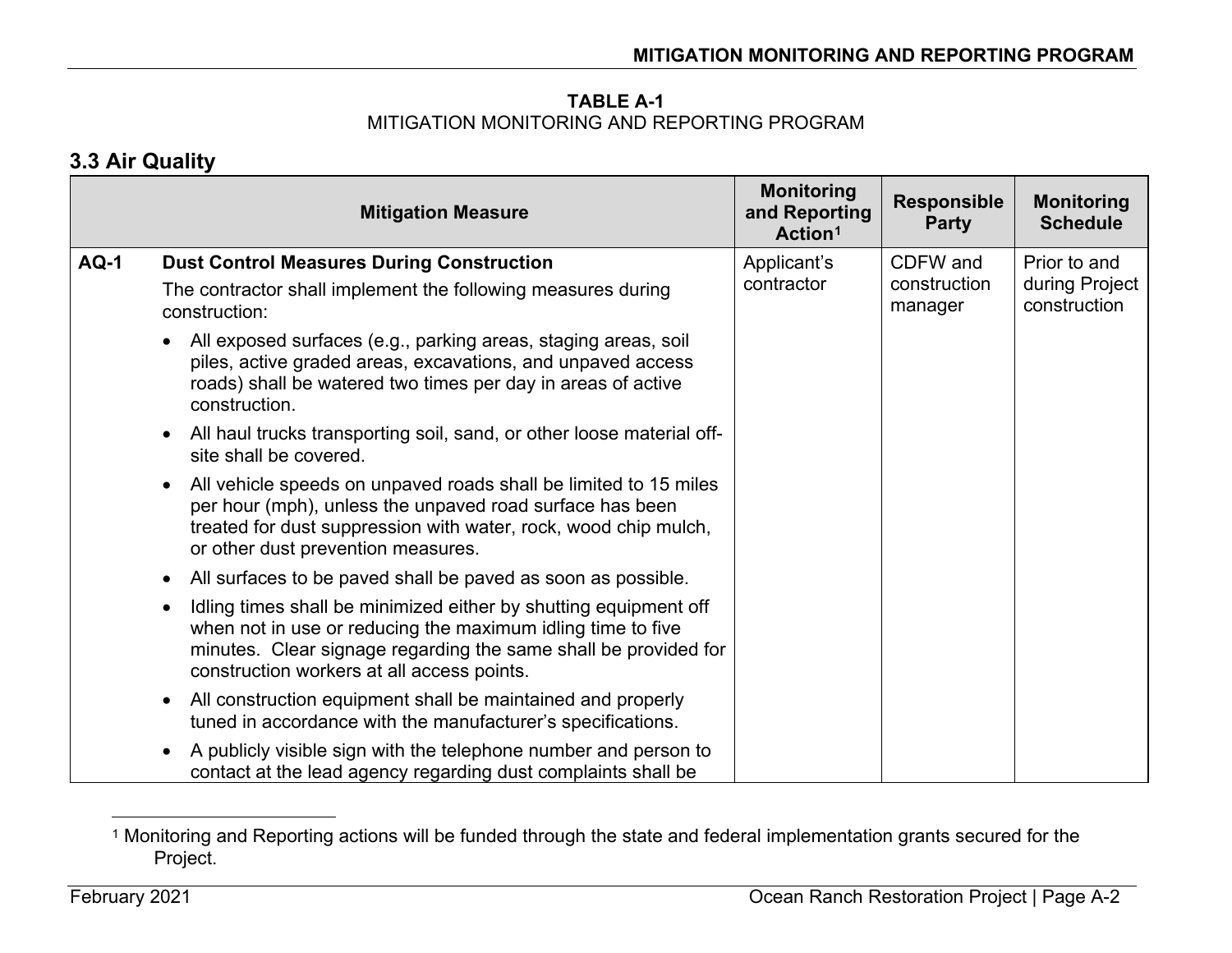**TABLE A-1**
MITIGATION MONITORING AND REPORTING PROGRAM

## 3.3 Air Quality

| | Mitigation Measure | Monitoring and Reporting Action[1] | Responsible Party | Monitoring Schedule |
|---|---|---|---|---|
| **AQ-1** | **Dust Control Measures During Construction**<br>The contractor shall implement the following measures during construction:<br>• All exposed surfaces (e.g., parking areas, staging areas, soil piles, active graded areas, excavations, and unpaved access roads) shall be watered two times per day in areas of active construction.<br>• All haul trucks transporting soil, sand, or other loose material off-site shall be covered.<br>• All vehicle speeds on unpaved roads shall be limited to 15 miles per hour (mph), unless the unpaved road surface has been treated for dust suppression with water, rock, wood chip mulch, or other dust prevention measures.<br>• All surfaces to be paved shall be paved as soon as possible.<br>• Idling times shall be minimized either by shutting equipment off when not in use or reducing the maximum idling time to five minutes. Clear signage regarding the same shall be provided for construction workers at all access points.<br>• All construction equipment shall be maintained and properly tuned in accordance with the manufacturer's specifications.<br>• A publicly visible sign with the telephone number and person to contact at the lead agency regarding dust complaints shall be | Applicant's contractor | CDFW and construction manager | Prior to and during Project construction |

[1] Monitoring and Reporting actions will be funded through the state and federal implementation grants secured for the Project.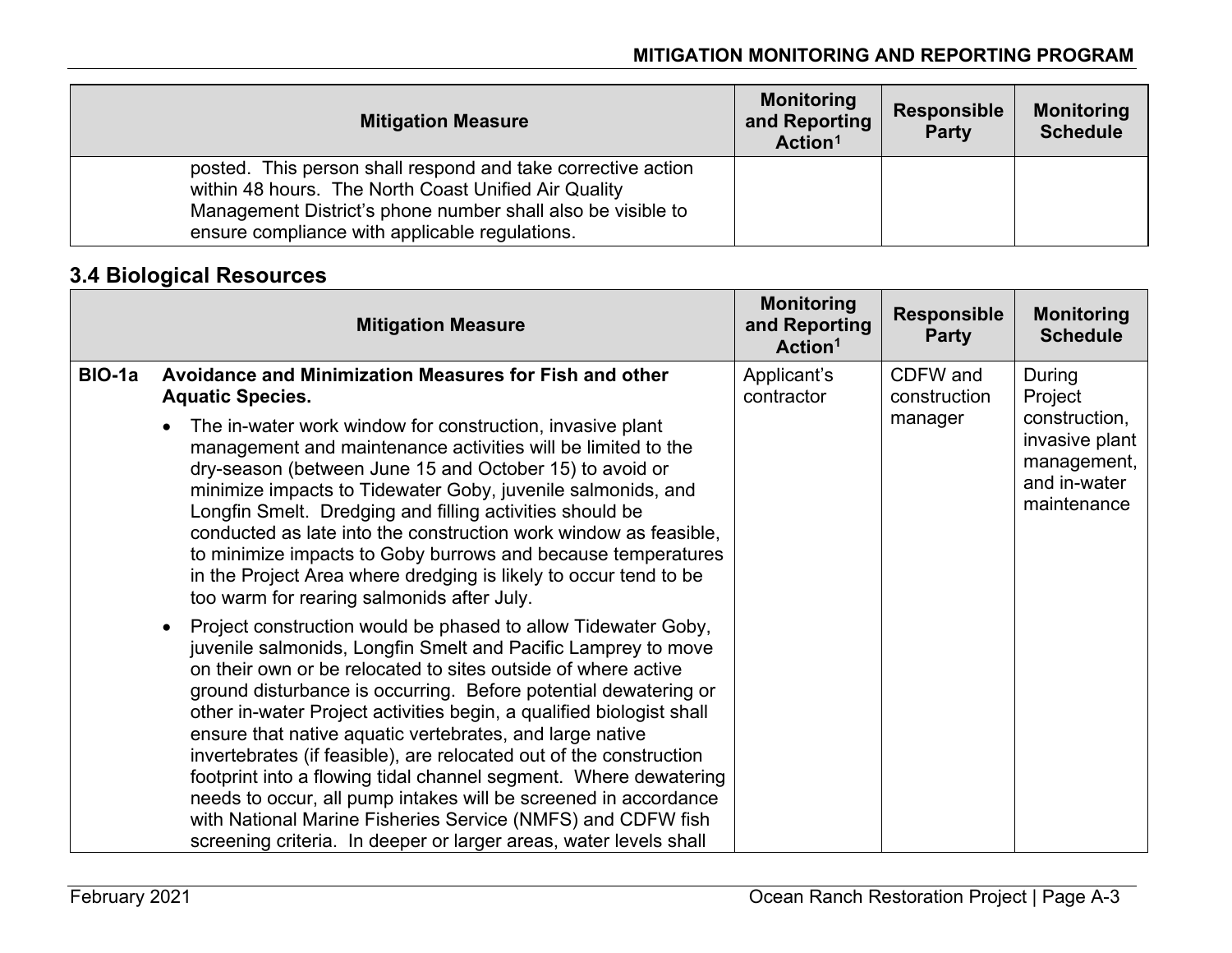| Mitigation Measure | | Monitoring and Reporting Action[1] | Responsible Party | Monitoring Schedule |
|---|---|---|---|---|
| | posted. This person shall respond and take corrective action within 48 hours. The North Coast Unified Air Quality Management District's phone number shall also be visible to ensure compliance with applicable regulations. | | | |

## 3.4 Biological Resources

| Mitigation Measure | | Monitoring and Reporting Action[1] | Responsible Party | Monitoring Schedule |
|---|---|---|---|---|
| **BIO-1a** | **Avoidance and Minimization Measures for Fish and other Aquatic Species.**<br><br>• The in-water work window for construction, invasive plant management and maintenance activities will be limited to the dry-season (between June 15 and October 15) to avoid or minimize impacts to Tidewater Goby, juvenile salmonids, and Longfin Smelt. Dredging and filling activities should be conducted as late into the construction work window as feasible, to minimize impacts to Goby burrows and because temperatures in the Project Area where dredging is likely to occur tend to be too warm for rearing salmonids after July.<br><br>• Project construction would be phased to allow Tidewater Goby, juvenile salmonids, Longfin Smelt and Pacific Lamprey to move on their own or be relocated to sites outside of where active ground disturbance is occurring. Before potential dewatering or other in-water Project activities begin, a qualified biologist shall ensure that native aquatic vertebrates, and large native invertebrates (if feasible), are relocated out of the construction footprint into a flowing tidal channel segment. Where dewatering needs to occur, all pump intakes will be screened in accordance with National Marine Fisheries Service (NMFS) and CDFW fish screening criteria. In deeper or larger areas, water levels shall | Applicant's contractor | CDFW and construction manager | During Project construction, invasive plant management, and in-water maintenance |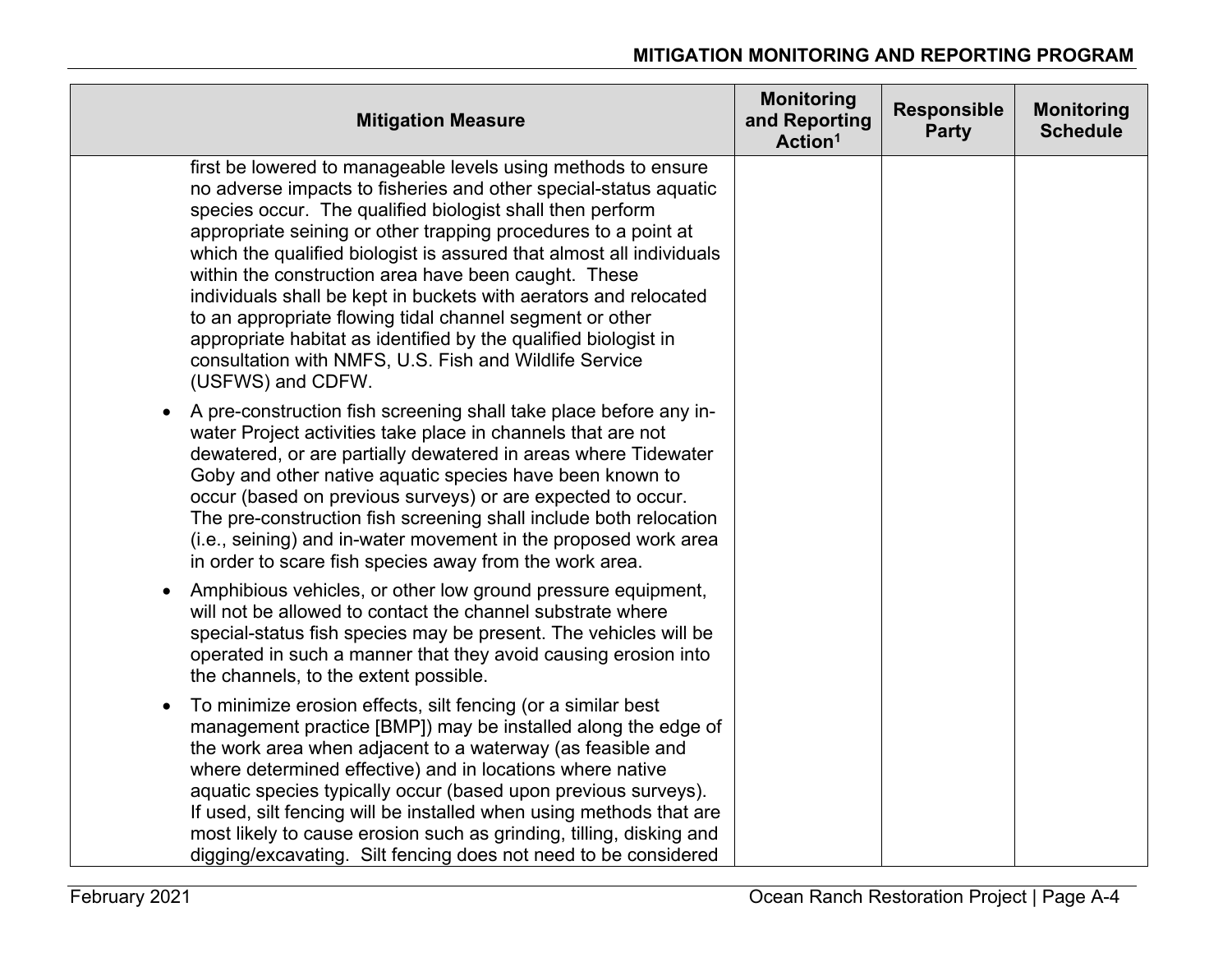| Mitigation Measure | Monitoring and Reporting Action[1] | Responsible Party | Monitoring Schedule |
|---|---|---|---|
| first be lowered to manageable levels using methods to ensure no adverse impacts to fisheries and other special-status aquatic species occur. The qualified biologist shall then perform appropriate seining or other trapping procedures to a point at which the qualified biologist is assured that almost all individuals within the construction area have been caught. These individuals shall be kept in buckets with aerators and relocated to an appropriate flowing tidal channel segment or other appropriate habitat as identified by the qualified biologist in consultation with NMFS, U.S. Fish and Wildlife Service (USFWS) and CDFW.<br><br>• A pre-construction fish screening shall take place before any in-water Project activities take place in channels that are not dewatered, or are partially dewatered in areas where Tidewater Goby and other native aquatic species have been known to occur (based on previous surveys) or are expected to occur. The pre-construction fish screening shall include both relocation (i.e., seining) and in-water movement in the proposed work area in order to scare fish species away from the work area.<br><br>• Amphibious vehicles, or other low ground pressure equipment, will not be allowed to contact the channel substrate where special-status fish species may be present. The vehicles will be operated in such a manner that they avoid causing erosion into the channels, to the extent possible.<br><br>• To minimize erosion effects, silt fencing (or a similar best management practice [BMP]) may be installed along the edge of the work area when adjacent to a waterway (as feasible and where determined effective) and in locations where native aquatic species typically occur (based upon previous surveys). If used, silt fencing will be installed when using methods that are most likely to cause erosion such as grinding, tilling, disking and digging/excavating. Silt fencing does not need to be considered | | | |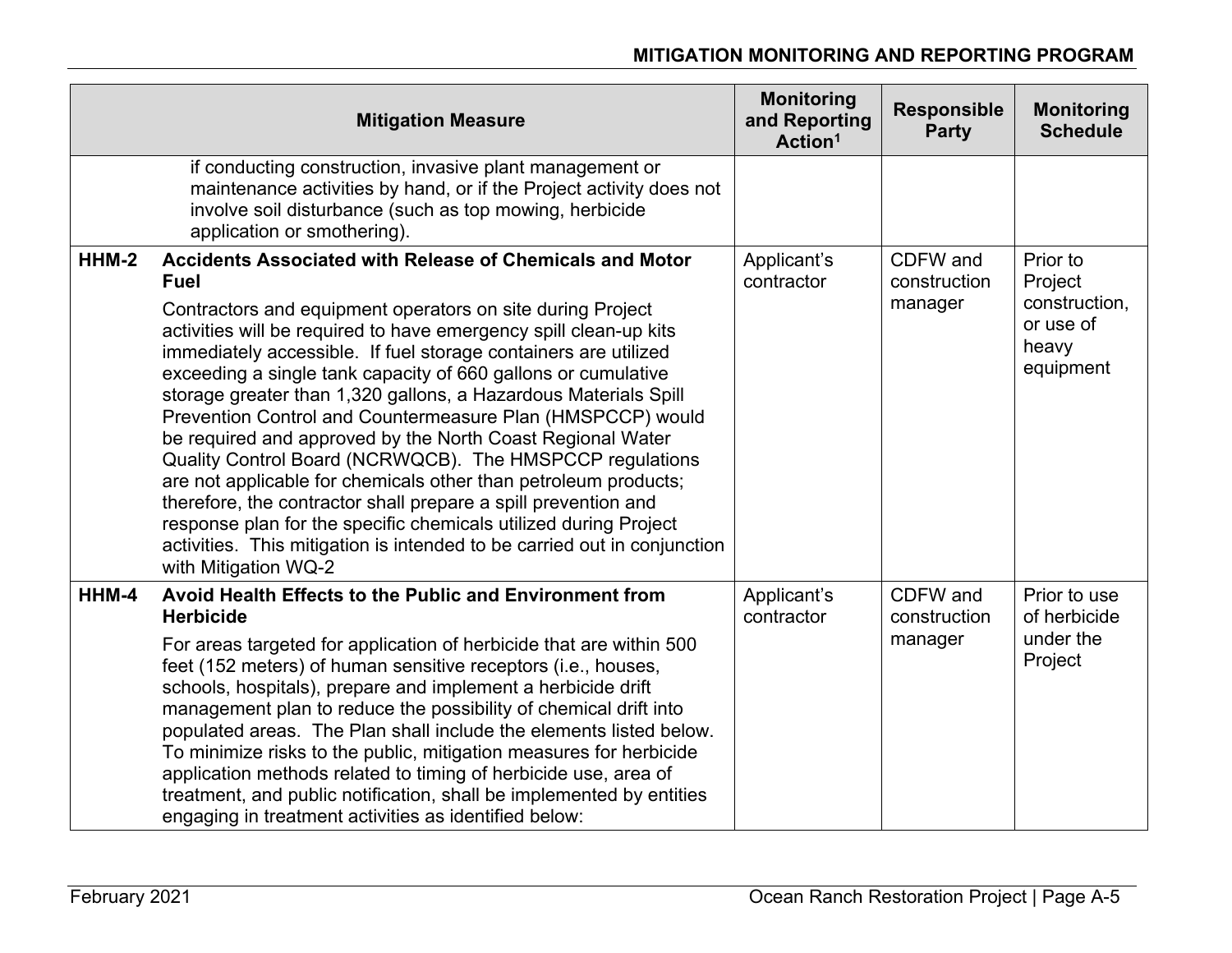| | Mitigation Measure | Monitoring and Reporting Action[1] | Responsible Party | Monitoring Schedule |
|---|---|---|---|---|
| | if conducting construction, invasive plant management or maintenance activities by hand, or if the Project activity does not involve soil disturbance (such as top mowing, herbicide application or smothering). | | | |
| **HHM-2** | **Accidents Associated with Release of Chemicals and Motor Fuel**<br><br>Contractors and equipment operators on site during Project activities will be required to have emergency spill clean-up kits immediately accessible. If fuel storage containers are utilized exceeding a single tank capacity of 660 gallons or cumulative storage greater than 1,320 gallons, a Hazardous Materials Spill Prevention Control and Countermeasure Plan (HMSPCCP) would be required and approved by the North Coast Regional Water Quality Control Board (NCRWQCB). The HMSPCCP regulations are not applicable for chemicals other than petroleum products; therefore, the contractor shall prepare a spill prevention and response plan for the specific chemicals utilized during Project activities. This mitigation is intended to be carried out in conjunction with Mitigation WQ-2 | Applicant's contractor | CDFW and construction manager | Prior to Project construction, or use of heavy equipment |
| **HHM-4** | **Avoid Health Effects to the Public and Environment from Herbicide**<br><br>For areas targeted for application of herbicide that are within 500 feet (152 meters) of human sensitive receptors (i.e., houses, schools, hospitals), prepare and implement a herbicide drift management plan to reduce the possibility of chemical drift into populated areas. The Plan shall include the elements listed below. To minimize risks to the public, mitigation measures for herbicide application methods related to timing of herbicide use, area of treatment, and public notification, shall be implemented by entities engaging in treatment activities as identified below: | Applicant's contractor | CDFW and construction manager | Prior to use of herbicide under the Project |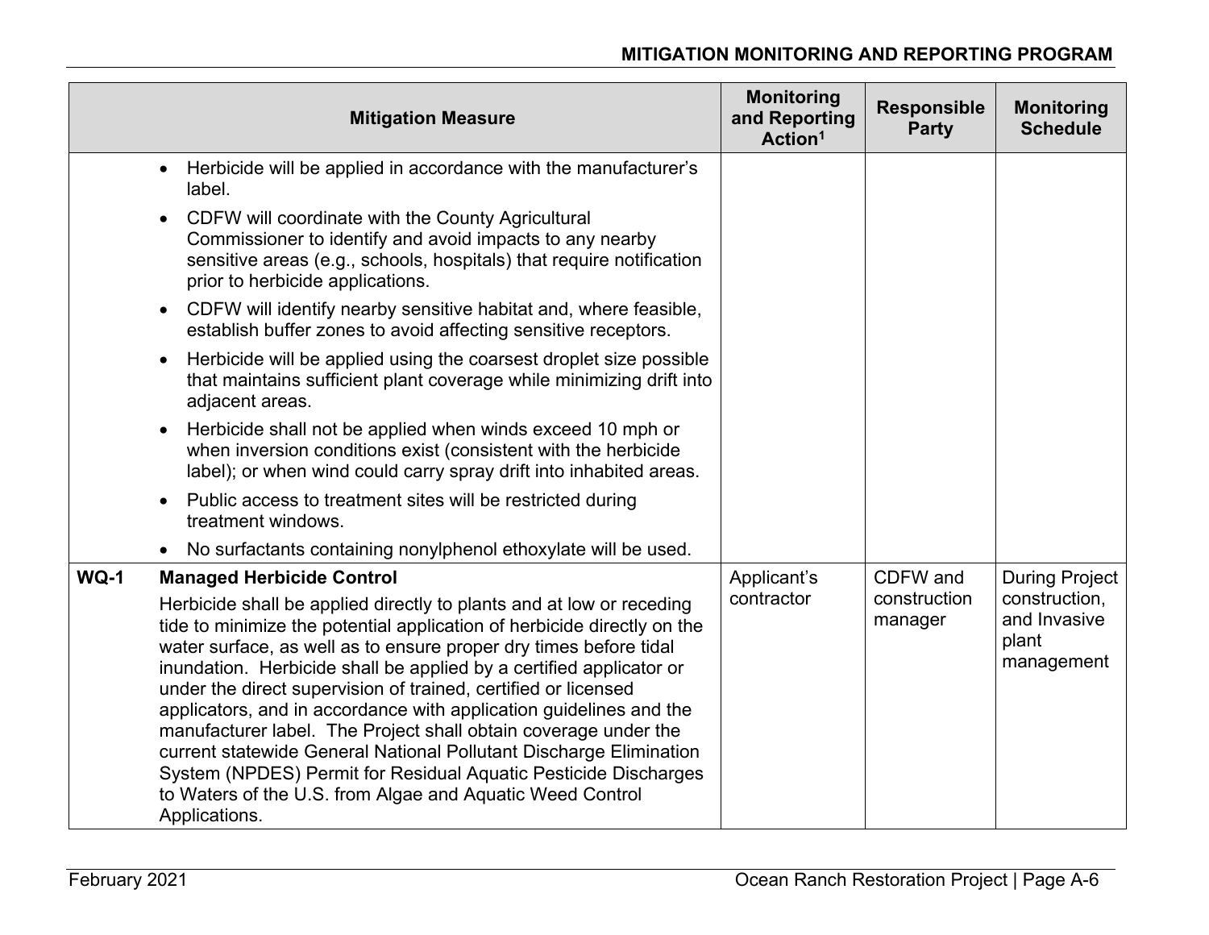| | Mitigation Measure | Monitoring and Reporting Action[1] | Responsible Party | Monitoring Schedule |
|---|---|---|---|---|
| | • Herbicide will be applied in accordance with the manufacturer's label.<br>• CDFW will coordinate with the County Agricultural Commissioner to identify and avoid impacts to any nearby sensitive areas (e.g., schools, hospitals) that require notification prior to herbicide applications.<br>• CDFW will identify nearby sensitive habitat and, where feasible, establish buffer zones to avoid affecting sensitive receptors.<br>• Herbicide will be applied using the coarsest droplet size possible that maintains sufficient plant coverage while minimizing drift into adjacent areas.<br>• Herbicide shall not be applied when winds exceed 10 mph or when inversion conditions exist (consistent with the herbicide label); or when wind could carry spray drift into inhabited areas.<br>• Public access to treatment sites will be restricted during treatment windows.<br>• No surfactants containing nonylphenol ethoxylate will be used. | | | |
| **WQ-1** | **Managed Herbicide Control**<br>Herbicide shall be applied directly to plants and at low or receding tide to minimize the potential application of herbicide directly on the water surface, as well as to ensure proper dry times before tidal inundation. Herbicide shall be applied by a certified applicator or under the direct supervision of trained, certified or licensed applicators, and in accordance with application guidelines and the manufacturer label. The Project shall obtain coverage under the current statewide General National Pollutant Discharge Elimination System (NPDES) Permit for Residual Aquatic Pesticide Discharges to Waters of the U.S. from Algae and Aquatic Weed Control Applications. | Applicant's contractor | CDFW and construction manager | During Project construction, and Invasive plant management |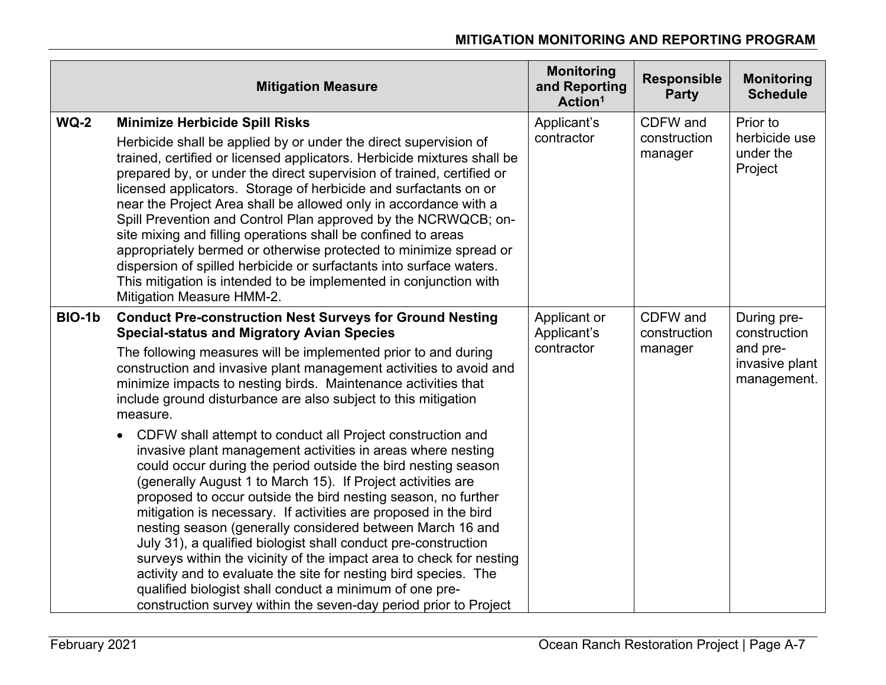| | Mitigation Measure | Monitoring and Reporting Action[1] | Responsible Party | Monitoring Schedule |
|---|---|---|---|---|
| **WQ-2** | **Minimize Herbicide Spill Risks**<br><br>Herbicide shall be applied by or under the direct supervision of trained, certified or licensed applicators. Herbicide mixtures shall be prepared by, or under the direct supervision of trained, certified or licensed applicators. Storage of herbicide and surfactants on or near the Project Area shall be allowed only in accordance with a Spill Prevention and Control Plan approved by the NCRWQCB; on-site mixing and filling operations shall be confined to areas appropriately bermed or otherwise protected to minimize spread or dispersion of spilled herbicide or surfactants into surface waters. This mitigation is intended to be implemented in conjunction with Mitigation Measure HMM-2. | Applicant's contractor | CDFW and construction manager | Prior to herbicide use under the Project |
| **BIO-1b** | **Conduct Pre-construction Nest Surveys for Ground Nesting Special-status and Migratory Avian Species**<br><br>The following measures will be implemented prior to and during construction and invasive plant management activities to avoid and minimize impacts to nesting birds. Maintenance activities that include ground disturbance are also subject to this mitigation measure.<br><br>• CDFW shall attempt to conduct all Project construction and invasive plant management activities in areas where nesting could occur during the period outside the bird nesting season (generally August 1 to March 15). If Project activities are proposed to occur outside the bird nesting season, no further mitigation is necessary. If activities are proposed in the bird nesting season (generally considered between March 16 and July 31), a qualified biologist shall conduct pre-construction surveys within the vicinity of the impact area to check for nesting activity and to evaluate the site for nesting bird species. The qualified biologist shall conduct a minimum of one pre-construction survey within the seven-day period prior to Project | Applicant or Applicant's contractor | CDFW and construction manager | During pre-construction and pre-invasive plant management. |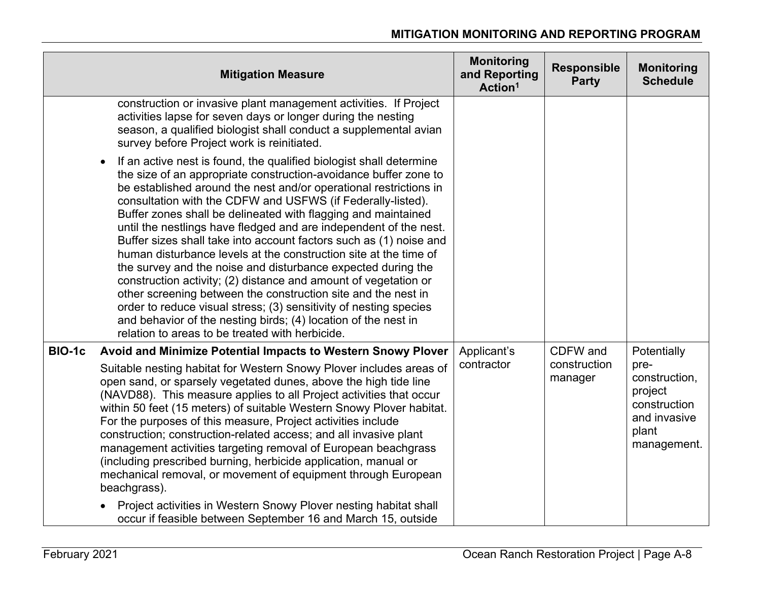| | Mitigation Measure | Monitoring and Reporting Action[1] | Responsible Party | Monitoring Schedule |
|---|---|---|---|---|
| | construction or invasive plant management activities. If Project activities lapse for seven days or longer during the nesting season, a qualified biologist shall conduct a supplemental avian survey before Project work is reinitiated.<br><br>• If an active nest is found, the qualified biologist shall determine the size of an appropriate construction-avoidance buffer zone to be established around the nest and/or operational restrictions in consultation with the CDFW and USFWS (if Federally-listed). Buffer zones shall be delineated with flagging and maintained until the nestlings have fledged and are independent of the nest. Buffer sizes shall take into account factors such as (1) noise and human disturbance levels at the construction site at the time of the survey and the noise and disturbance expected during the construction activity; (2) distance and amount of vegetation or other screening between the construction site and the nest in order to reduce visual stress; (3) sensitivity of nesting species and behavior of the nesting birds; (4) location of the nest in relation to areas to be treated with herbicide. | | | |
| **BIO-1c** | **Avoid and Minimize Potential Impacts to Western Snowy Plover**<br><br>Suitable nesting habitat for Western Snowy Plover includes areas of open sand, or sparsely vegetated dunes, above the high tide line (NAVD88). This measure applies to all Project activities that occur within 50 feet (15 meters) of suitable Western Snowy Plover habitat. For the purposes of this measure, Project activities include construction; construction-related access; and all invasive plant management activities targeting removal of European beachgrass (including prescribed burning, herbicide application, manual or mechanical removal, or movement of equipment through European beachgrass).<br><br>• Project activities in Western Snowy Plover nesting habitat shall occur if feasible between September 16 and March 15, outside | Applicant's contractor | CDFW and construction manager | Potentially pre-construction, project construction and invasive plant management. |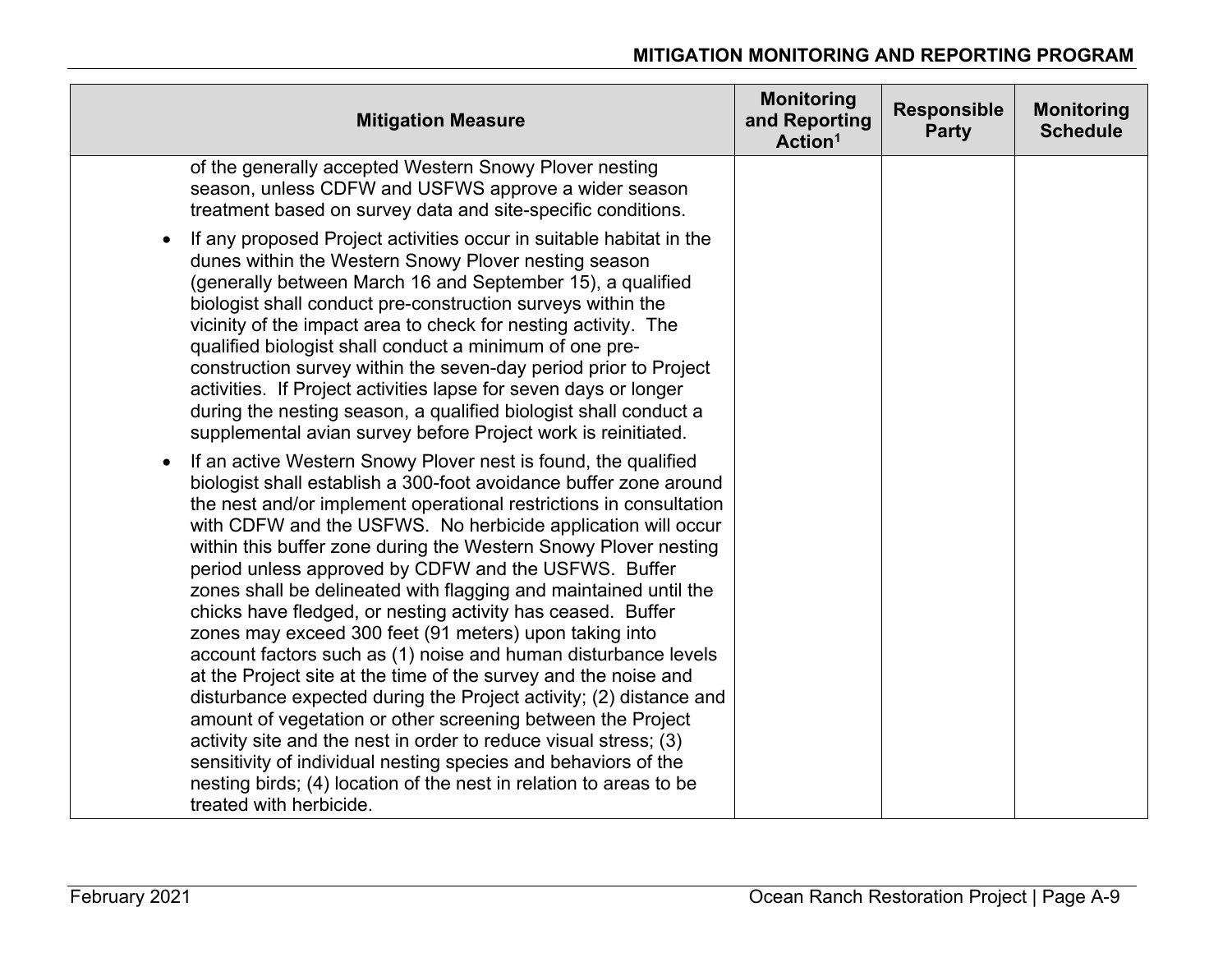| Mitigation Measure | Monitoring and Reporting Action[1] | Responsible Party | Monitoring Schedule |
|---|---|---|---|
| of the generally accepted Western Snowy Plover nesting season, unless CDFW and USFWS approve a wider season treatment based on survey data and site-specific conditions.<br><br>• If any proposed Project activities occur in suitable habitat in the dunes within the Western Snowy Plover nesting season (generally between March 16 and September 15), a qualified biologist shall conduct pre-construction surveys within the vicinity of the impact area to check for nesting activity. The qualified biologist shall conduct a minimum of one pre-construction survey within the seven-day period prior to Project activities. If Project activities lapse for seven days or longer during the nesting season, a qualified biologist shall conduct a supplemental avian survey before Project work is reinitiated.<br><br>• If an active Western Snowy Plover nest is found, the qualified biologist shall establish a 300-foot avoidance buffer zone around the nest and/or implement operational restrictions in consultation with CDFW and the USFWS. No herbicide application will occur within this buffer zone during the Western Snowy Plover nesting period unless approved by CDFW and the USFWS. Buffer zones shall be delineated with flagging and maintained until the chicks have fledged, or nesting activity has ceased. Buffer zones may exceed 300 feet (91 meters) upon taking into account factors such as (1) noise and human disturbance levels at the Project site at the time of the survey and the noise and disturbance expected during the Project activity; (2) distance and amount of vegetation or other screening between the Project activity site and the nest in order to reduce visual stress; (3) sensitivity of individual nesting species and behaviors of the nesting birds; (4) location of the nest in relation to areas to be treated with herbicide. | | | |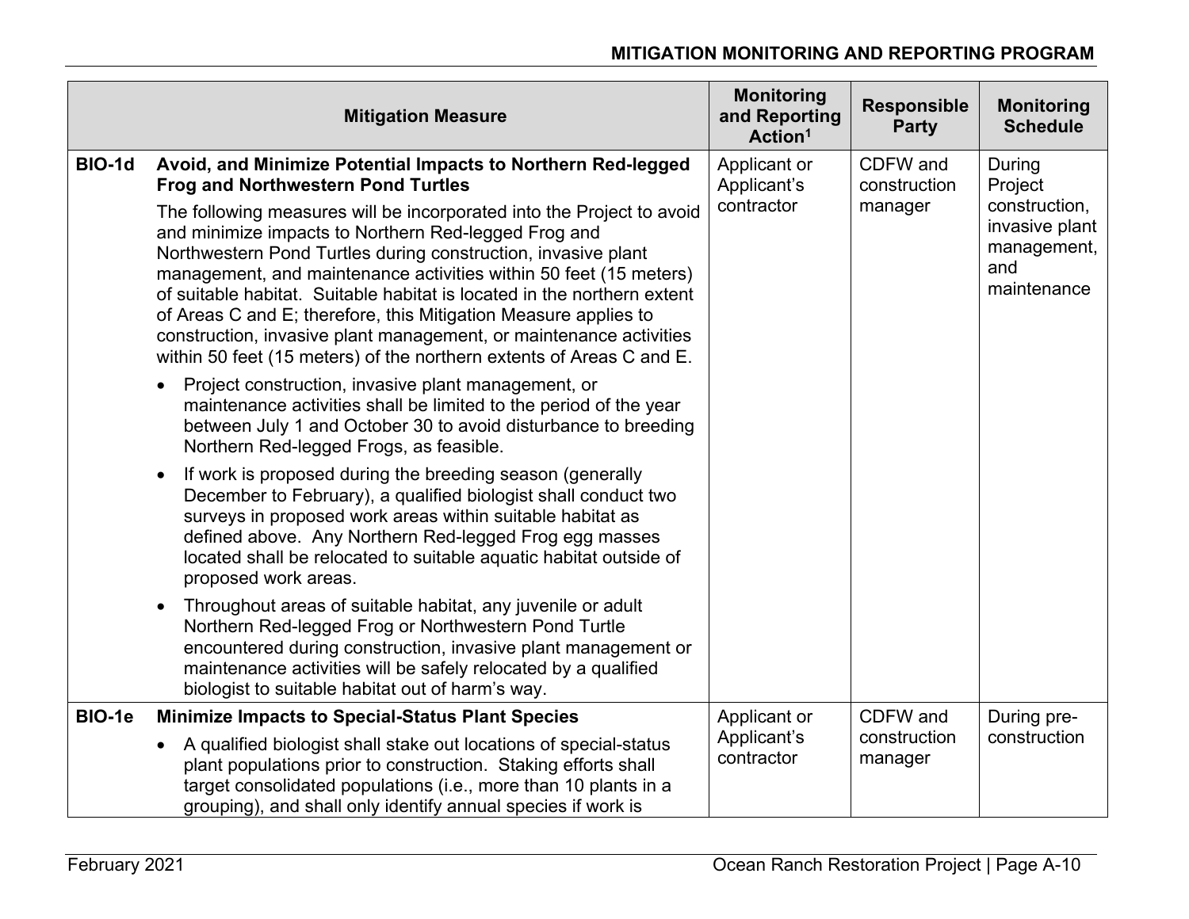| | Mitigation Measure | Monitoring and Reporting Action[1] | Responsible Party | Monitoring Schedule |
|---|---|---|---|---|
| **BIO-1d** | **Avoid, and Minimize Potential Impacts to Northern Red-legged Frog and Northwestern Pond Turtles**<br><br>The following measures will be incorporated into the Project to avoid and minimize impacts to Northern Red-legged Frog and Northwestern Pond Turtles during construction, invasive plant management, and maintenance activities within 50 feet (15 meters) of suitable habitat. Suitable habitat is located in the northern extent of Areas C and E; therefore, this Mitigation Measure applies to construction, invasive plant management, or maintenance activities within 50 feet (15 meters) of the northern extents of Areas C and E.<br><br>• Project construction, invasive plant management, or maintenance activities shall be limited to the period of the year between July 1 and October 30 to avoid disturbance to breeding Northern Red-legged Frogs, as feasible.<br><br>• If work is proposed during the breeding season (generally December to February), a qualified biologist shall conduct two surveys in proposed work areas within suitable habitat as defined above. Any Northern Red-legged Frog egg masses located shall be relocated to suitable aquatic habitat outside of proposed work areas.<br><br>• Throughout areas of suitable habitat, any juvenile or adult Northern Red-legged Frog or Northwestern Pond Turtle encountered during construction, invasive plant management or maintenance activities will be safely relocated by a qualified biologist to suitable habitat out of harm's way. | Applicant or Applicant's contractor | CDFW and construction manager | During Project construction, invasive plant management, and maintenance |
| **BIO-1e** | **Minimize Impacts to Special-Status Plant Species**<br><br>• A qualified biologist shall stake out locations of special-status plant populations prior to construction. Staking efforts shall target consolidated populations (i.e., more than 10 plants in a grouping), and shall only identify annual species if work is | Applicant or Applicant's contractor | CDFW and construction manager | During pre-construction |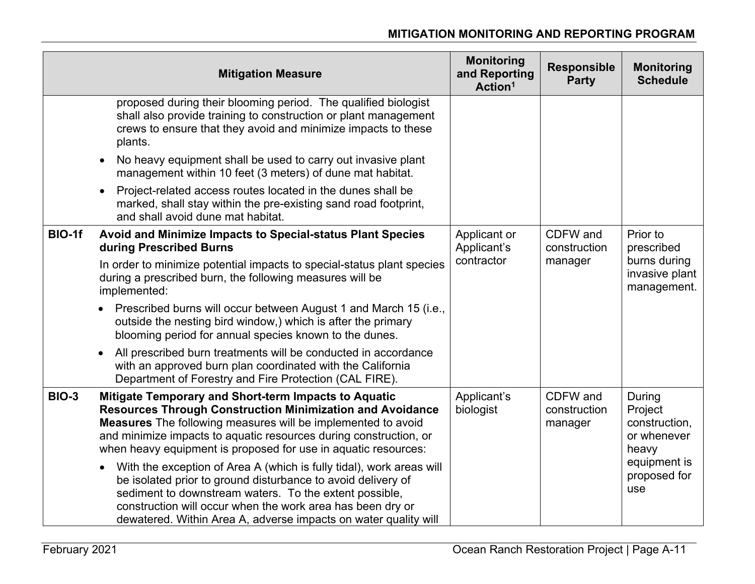| | Mitigation Measure | Monitoring and Reporting Action[1] | Responsible Party | Monitoring Schedule |
|---|---|---|---|---|
| | proposed during their blooming period. The qualified biologist shall also provide training to construction or plant management crews to ensure that they avoid and minimize impacts to these plants.<br>• No heavy equipment shall be used to carry out invasive plant management within 10 feet (3 meters) of dune mat habitat.<br>• Project-related access routes located in the dunes shall be marked, shall stay within the pre-existing sand road footprint, and shall avoid dune mat habitat. | | | |
| **BIO-1f** | **Avoid and Minimize Impacts to Special-status Plant Species during Prescribed Burns**<br>In order to minimize potential impacts to special-status plant species during a prescribed burn, the following measures will be implemented:<br>• Prescribed burns will occur between August 1 and March 15 (i.e., outside the nesting bird window,) which is after the primary blooming period for annual species known to the dunes.<br>• All prescribed burn treatments will be conducted in accordance with an approved burn plan coordinated with the California Department of Forestry and Fire Protection (CAL FIRE). | Applicant or Applicant's contractor | CDFW and construction manager | Prior to prescribed burns during invasive plant management. |
| **BIO-3** | **Mitigate Temporary and Short-term Impacts to Aquatic Resources Through Construction Minimization and Avoidance Measures** The following measures will be implemented to avoid and minimize impacts to aquatic resources during construction, or when heavy equipment is proposed for use in aquatic resources:<br>• With the exception of Area A (which is fully tidal), work areas will be isolated prior to ground disturbance to avoid delivery of sediment to downstream waters. To the extent possible, construction will occur when the work area has been dry or dewatered. Within Area A, adverse impacts on water quality will | Applicant's biologist | CDFW and construction manager | During Project construction, or whenever heavy equipment is proposed for use |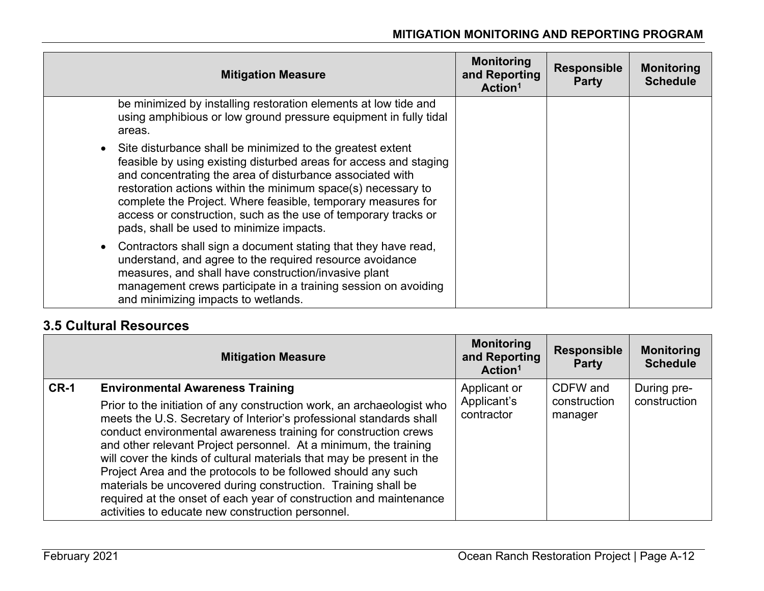| Mitigation Measure | Monitoring and Reporting Action[1] | Responsible Party | Monitoring Schedule |
|---|---|---|---|
| be minimized by installing restoration elements at low tide and using amphibious or low ground pressure equipment in fully tidal areas.<br>• Site disturbance shall be minimized to the greatest extent feasible by using existing disturbed areas for access and staging and concentrating the area of disturbance associated with restoration actions within the minimum space(s) necessary to complete the Project. Where feasible, temporary measures for access or construction, such as the use of temporary tracks or pads, shall be used to minimize impacts.<br>• Contractors shall sign a document stating that they have read, understand, and agree to the required resource avoidance measures, and shall have construction/invasive plant management crews participate in a training session on avoiding and minimizing impacts to wetlands. | | | |

## 3.5 Cultural Resources

| Mitigation Measure | Monitoring and Reporting Action[1] | Responsible Party | Monitoring Schedule |
|---|---|---|---|
| **CR-1** **Environmental Awareness Training**<br>Prior to the initiation of any construction work, an archaeologist who meets the U.S. Secretary of Interior's professional standards shall conduct environmental awareness training for construction crews and other relevant Project personnel. At a minimum, the training will cover the kinds of cultural materials that may be present in the Project Area and the protocols to be followed should any such materials be uncovered during construction. Training shall be required at the onset of each year of construction and maintenance activities to educate new construction personnel. | Applicant or Applicant's contractor | CDFW and construction manager | During pre-construction |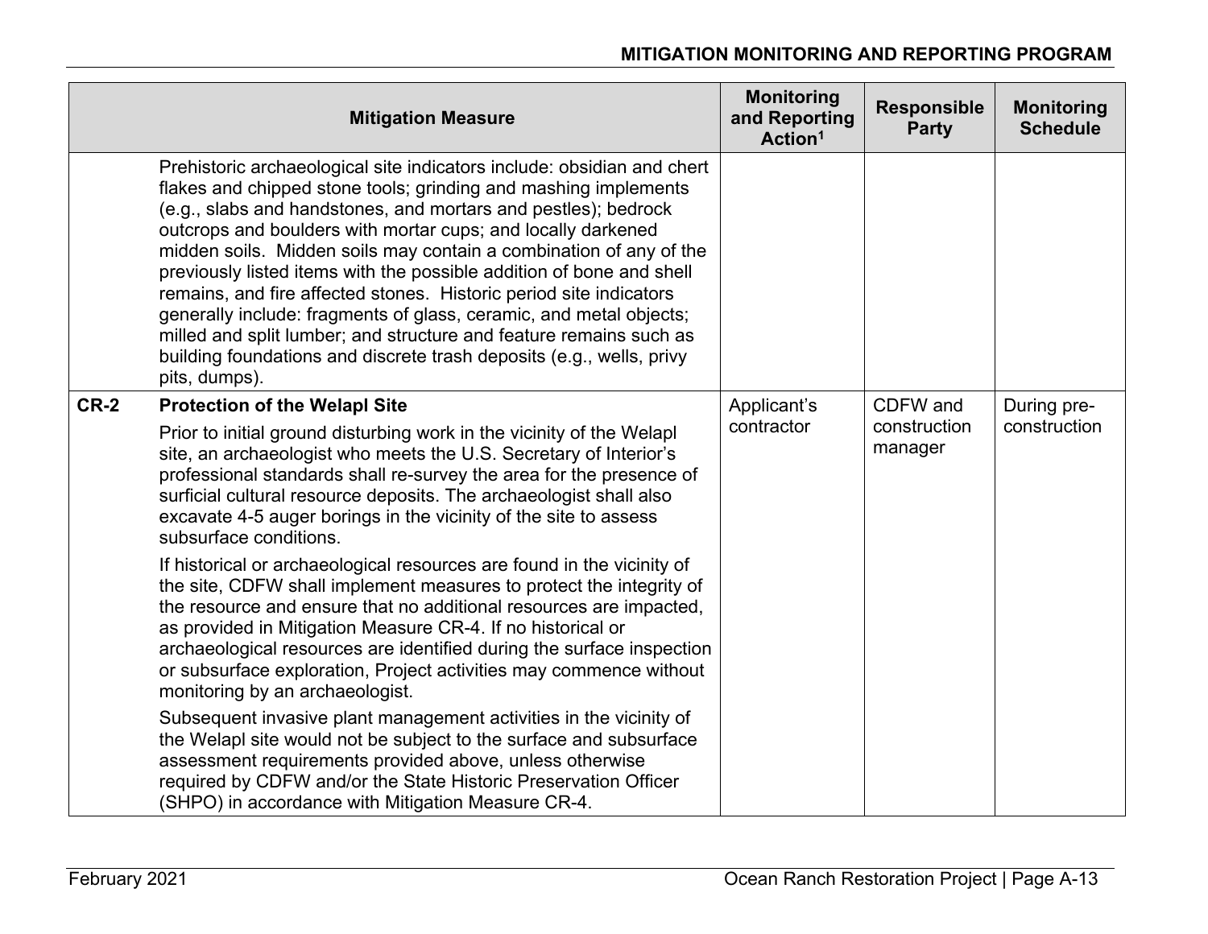| | Mitigation Measure | Monitoring and Reporting Action[1] | Responsible Party | Monitoring Schedule |
|---|---|---|---|---|
| | Prehistoric archaeological site indicators include: obsidian and chert flakes and chipped stone tools; grinding and mashing implements (e.g., slabs and handstones, and mortars and pestles); bedrock outcrops and boulders with mortar cups; and locally darkened midden soils. Midden soils may contain a combination of any of the previously listed items with the possible addition of bone and shell remains, and fire affected stones. Historic period site indicators generally include: fragments of glass, ceramic, and metal objects; milled and split lumber; and structure and feature remains such as building foundations and discrete trash deposits (e.g., wells, privy pits, dumps). | | | |
| **CR-2** | **Protection of the Welapl Site**<br><br>Prior to initial ground disturbing work in the vicinity of the Welapl site, an archaeologist who meets the U.S. Secretary of Interior's professional standards shall re-survey the area for the presence of surficial cultural resource deposits. The archaeologist shall also excavate 4-5 auger borings in the vicinity of the site to assess subsurface conditions.<br><br>If historical or archaeological resources are found in the vicinity of the site, CDFW shall implement measures to protect the integrity of the resource and ensure that no additional resources are impacted, as provided in Mitigation Measure CR-4. If no historical or archaeological resources are identified during the surface inspection or subsurface exploration, Project activities may commence without monitoring by an archaeologist.<br><br>Subsequent invasive plant management activities in the vicinity of the Welapl site would not be subject to the surface and subsurface assessment requirements provided above, unless otherwise required by CDFW and/or the State Historic Preservation Officer (SHPO) in accordance with Mitigation Measure CR-4. | Applicant's contractor | CDFW and construction manager | During pre-construction |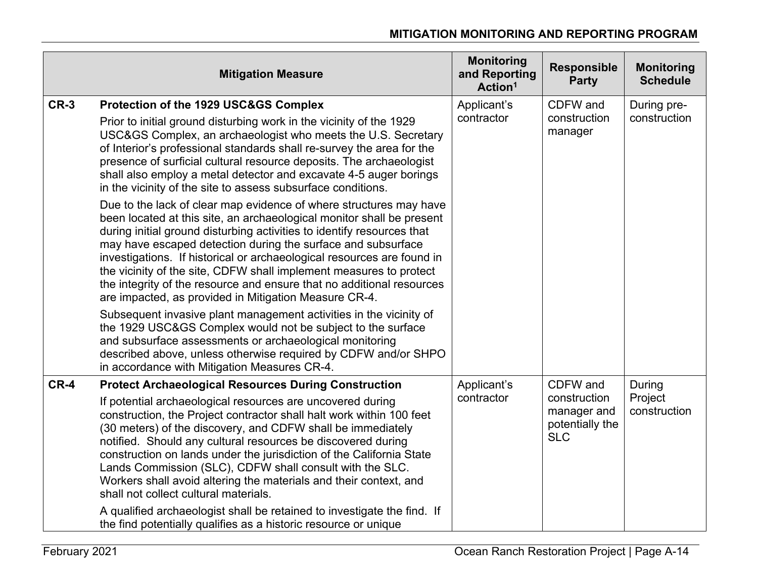| | Mitigation Measure | Monitoring and Reporting Action[1] | Responsible Party | Monitoring Schedule |
|---|---|---|---|---|
| CR-3 | **Protection of the 1929 USC&GS Complex**<br><br>Prior to initial ground disturbing work in the vicinity of the 1929 USC&GS Complex, an archaeologist who meets the U.S. Secretary of Interior's professional standards shall re-survey the area for the presence of surficial cultural resource deposits. The archaeologist shall also employ a metal detector and excavate 4-5 auger borings in the vicinity of the site to assess subsurface conditions.<br><br>Due to the lack of clear map evidence of where structures may have been located at this site, an archaeological monitor shall be present during initial ground disturbing activities to identify resources that may have escaped detection during the surface and subsurface investigations. If historical or archaeological resources are found in the vicinity of the site, CDFW shall implement measures to protect the integrity of the resource and ensure that no additional resources are impacted, as provided in Mitigation Measure CR-4.<br><br>Subsequent invasive plant management activities in the vicinity of the 1929 USC&GS Complex would not be subject to the surface and subsurface assessments or archaeological monitoring described above, unless otherwise required by CDFW and/or SHPO in accordance with Mitigation Measures CR-4. | Applicant's contractor | CDFW and construction manager | During pre-construction |
| CR-4 | **Protect Archaeological Resources During Construction**<br><br>If potential archaeological resources are uncovered during construction, the Project contractor shall halt work within 100 feet (30 meters) of the discovery, and CDFW shall be immediately notified. Should any cultural resources be discovered during construction on lands under the jurisdiction of the California State Lands Commission (SLC), CDFW shall consult with the SLC. Workers shall avoid altering the materials and their context, and shall not collect cultural materials.<br><br>A qualified archaeologist shall be retained to investigate the find. If the find potentially qualifies as a historic resource or unique | Applicant's contractor | CDFW and construction manager and potentially the SLC | During Project construction |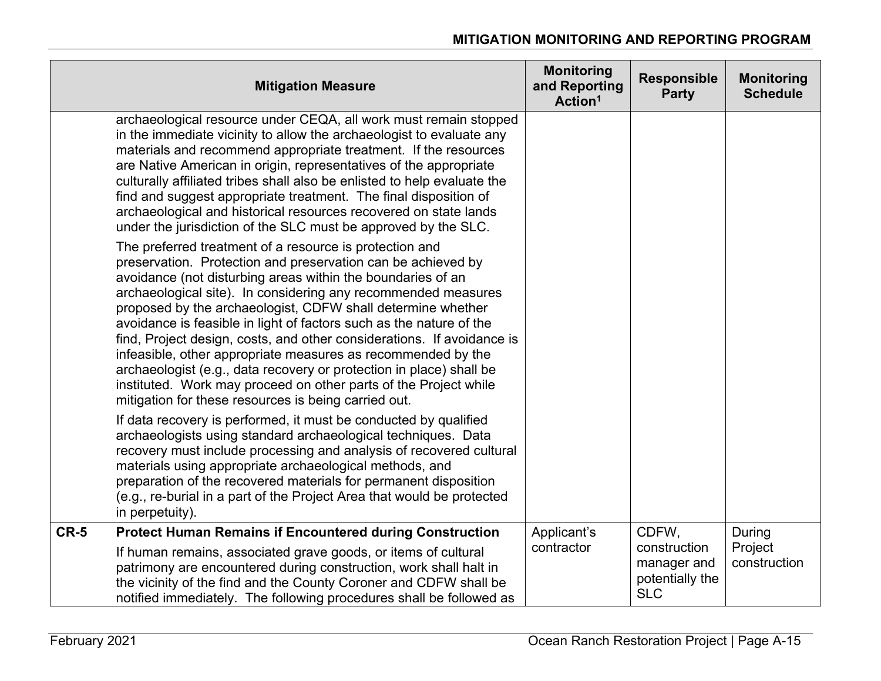| | Mitigation Measure | Monitoring and Reporting Action[1] | Responsible Party | Monitoring Schedule |
|---|---|---|---|---|
| | archaeological resource under CEQA, all work must remain stopped in the immediate vicinity to allow the archaeologist to evaluate any materials and recommend appropriate treatment. If the resources are Native American in origin, representatives of the appropriate culturally affiliated tribes shall also be enlisted to help evaluate the find and suggest appropriate treatment. The final disposition of archaeological and historical resources recovered on state lands under the jurisdiction of the SLC must be approved by the SLC.<br><br>The preferred treatment of a resource is protection and preservation. Protection and preservation can be achieved by avoidance (not disturbing areas within the boundaries of an archaeological site). In considering any recommended measures proposed by the archaeologist, CDFW shall determine whether avoidance is feasible in light of factors such as the nature of the find, Project design, costs, and other considerations. If avoidance is infeasible, other appropriate measures as recommended by the archaeologist (e.g., data recovery or protection in place) shall be instituted. Work may proceed on other parts of the Project while mitigation for these resources is being carried out.<br><br>If data recovery is performed, it must be conducted by qualified archaeologists using standard archaeological techniques. Data recovery must include processing and analysis of recovered cultural materials using appropriate archaeological methods, and preparation of the recovered materials for permanent disposition (e.g., re-burial in a part of the Project Area that would be protected in perpetuity). | | | |
| **CR-5** | **Protect Human Remains if Encountered during Construction**<br><br>If human remains, associated grave goods, or items of cultural patrimony are encountered during construction, work shall halt in the vicinity of the find and the County Coroner and CDFW shall be notified immediately. The following procedures shall be followed as | Applicant's contractor | CDFW, construction manager and potentially the SLC | During Project construction |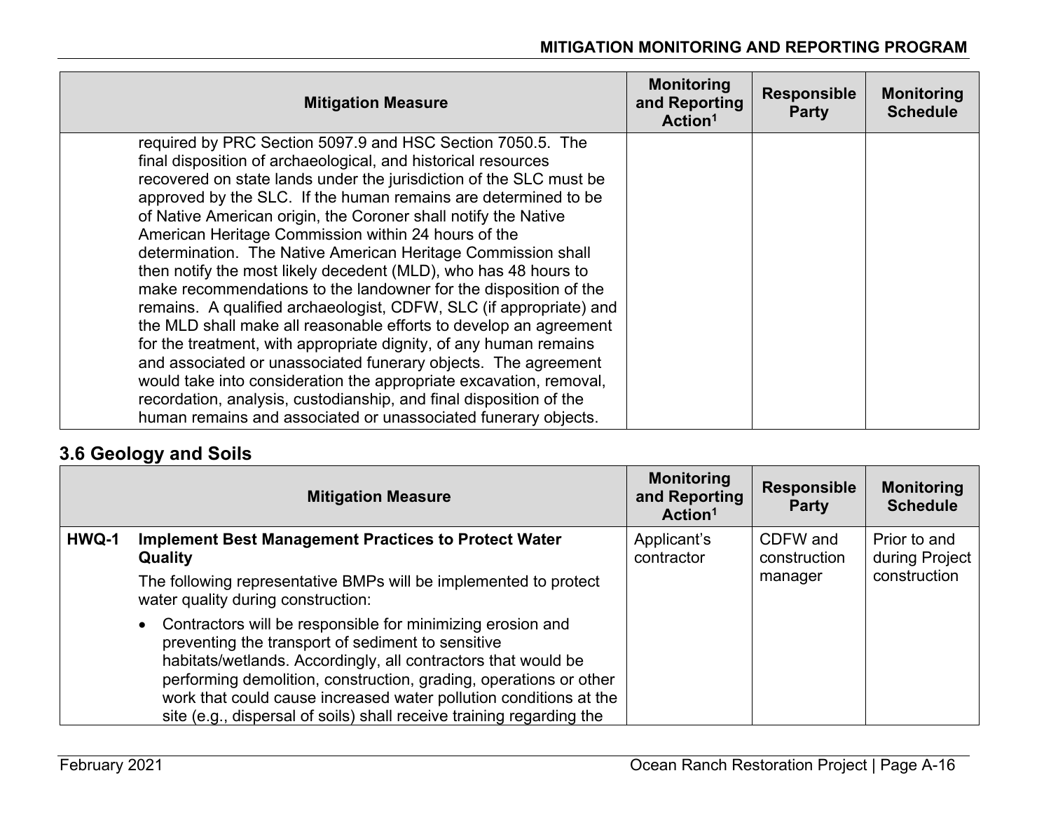| Mitigation Measure | Monitoring and Reporting Action[1] | Responsible Party | Monitoring Schedule |
|---|---|---|---|
| required by PRC Section 5097.9 and HSC Section 7050.5. The final disposition of archaeological, and historical resources recovered on state lands under the jurisdiction of the SLC must be approved by the SLC. If the human remains are determined to be of Native American origin, the Coroner shall notify the Native American Heritage Commission within 24 hours of the determination. The Native American Heritage Commission shall then notify the most likely decedent (MLD), who has 48 hours to make recommendations to the landowner for the disposition of the remains. A qualified archaeologist, CDFW, SLC (if appropriate) and the MLD shall make all reasonable efforts to develop an agreement for the treatment, with appropriate dignity, of any human remains and associated or unassociated funerary objects. The agreement would take into consideration the appropriate excavation, removal, recordation, analysis, custodianship, and final disposition of the human remains and associated or unassociated funerary objects. | | | |

## 3.6 Geology and Soils

| | Mitigation Measure | Monitoring and Reporting Action[1] | Responsible Party | Monitoring Schedule |
|---|---|---|---|---|
| HWQ-1 | **Implement Best Management Practices to Protect Water Quality**<br>The following representative BMPs will be implemented to protect water quality during construction:<br>• Contractors will be responsible for minimizing erosion and preventing the transport of sediment to sensitive habitats/wetlands. Accordingly, all contractors that would be performing demolition, construction, grading, operations or other work that could cause increased water pollution conditions at the site (e.g., dispersal of soils) shall receive training regarding the | Applicant's contractor | CDFW and construction manager | Prior to and during Project construction |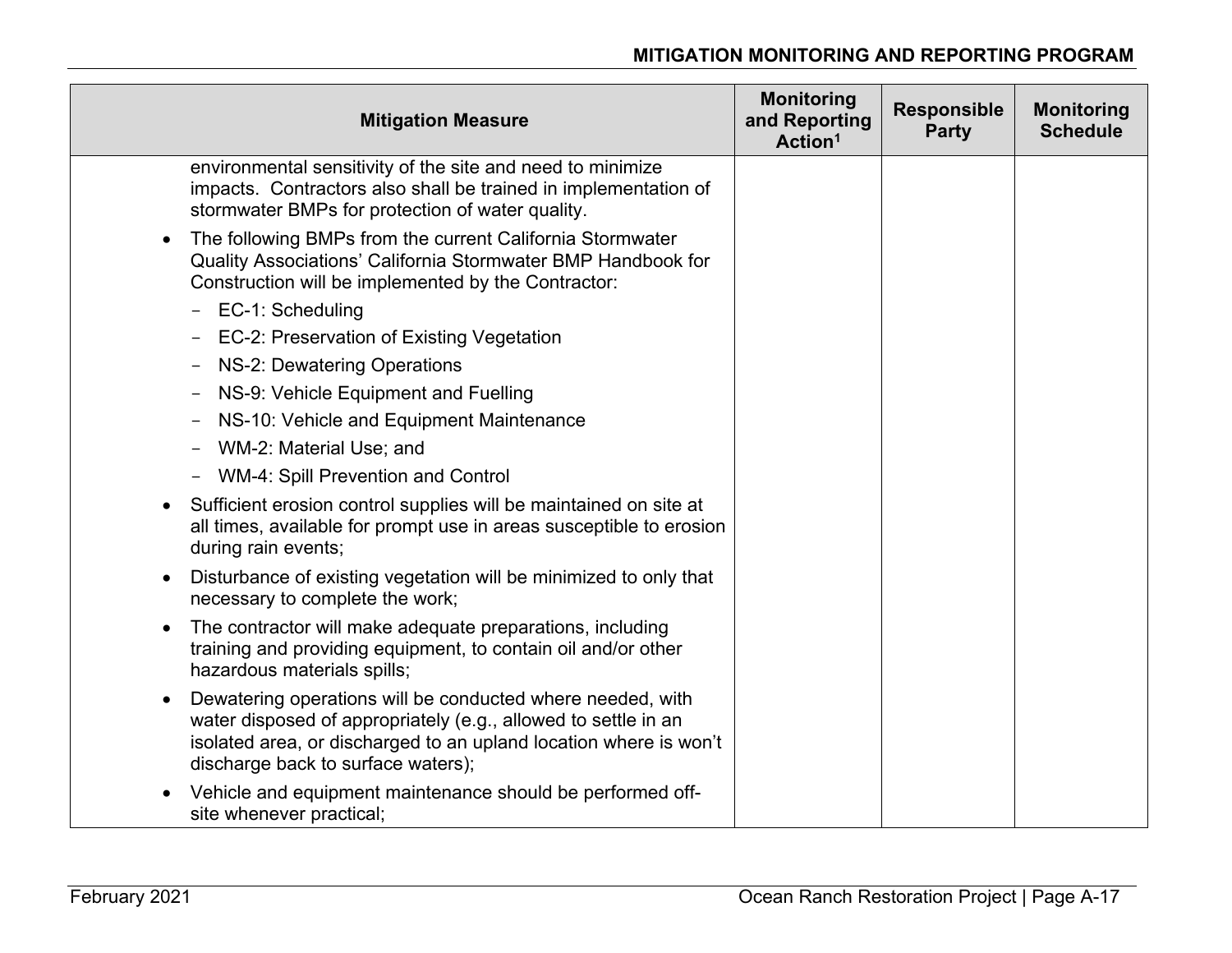| Mitigation Measure | Monitoring and Reporting Action[1] | Responsible Party | Monitoring Schedule |
|---|---|---|---|
| environmental sensitivity of the site and need to minimize impacts. Contractors also shall be trained in implementation of stormwater BMPs for protection of water quality.<br>• The following BMPs from the current California Stormwater Quality Associations' California Stormwater BMP Handbook for Construction will be implemented by the Contractor:<br>- EC-1: Scheduling<br>- EC-2: Preservation of Existing Vegetation<br>- NS-2: Dewatering Operations<br>- NS-9: Vehicle Equipment and Fuelling<br>- NS-10: Vehicle and Equipment Maintenance<br>- WM-2: Material Use; and<br>- WM-4: Spill Prevention and Control<br>• Sufficient erosion control supplies will be maintained on site at all times, available for prompt use in areas susceptible to erosion during rain events;<br>• Disturbance of existing vegetation will be minimized to only that necessary to complete the work;<br>• The contractor will make adequate preparations, including training and providing equipment, to contain oil and/or other hazardous materials spills;<br>• Dewatering operations will be conducted where needed, with water disposed of appropriately (e.g., allowed to settle in an isolated area, or discharged to an upland location where is won't discharge back to surface waters);<br>• Vehicle and equipment maintenance should be performed off-site whenever practical; | | | |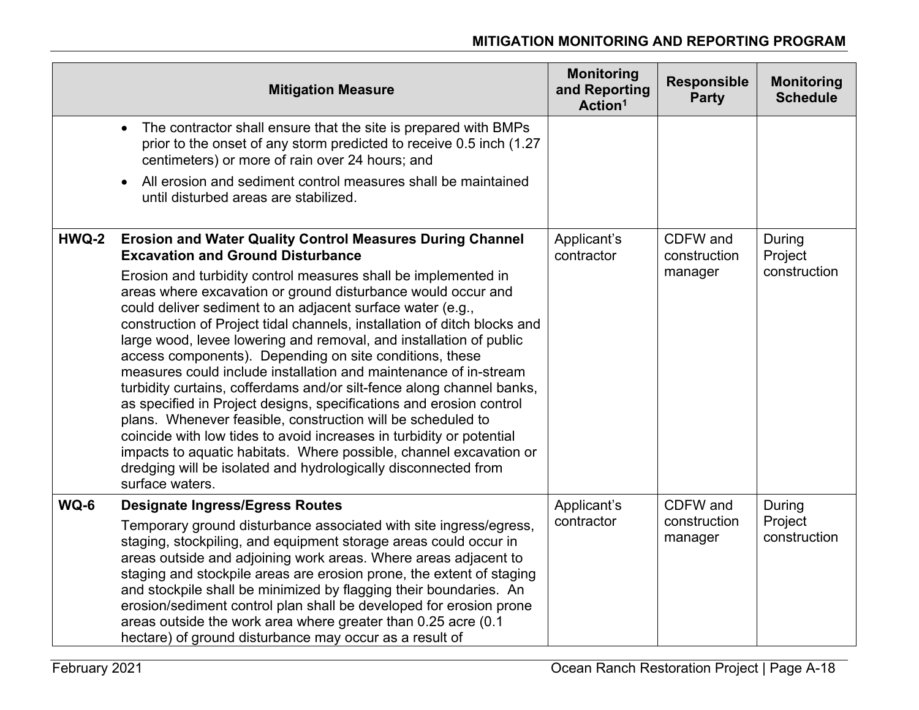| | Mitigation Measure | Monitoring and Reporting Action[1] | Responsible Party | Monitoring Schedule |
|---|---|---|---|---|
| | • The contractor shall ensure that the site is prepared with BMPs prior to the onset of any storm predicted to receive 0.5 inch (1.27 centimeters) or more of rain over 24 hours; and<br>• All erosion and sediment control measures shall be maintained until disturbed areas are stabilized. | | | |
| **HWQ-2** | **Erosion and Water Quality Control Measures During Channel Excavation and Ground Disturbance**<br>Erosion and turbidity control measures shall be implemented in areas where excavation or ground disturbance would occur and could deliver sediment to an adjacent surface water (e.g., construction of Project tidal channels, installation of ditch blocks and large wood, levee lowering and removal, and installation of public access components). Depending on site conditions, these measures could include installation and maintenance of in-stream turbidity curtains, cofferdams and/or silt-fence along channel banks, as specified in Project designs, specifications and erosion control plans. Whenever feasible, construction will be scheduled to coincide with low tides to avoid increases in turbidity or potential impacts to aquatic habitats. Where possible, channel excavation or dredging will be isolated and hydrologically disconnected from surface waters. | Applicant's contractor | CDFW and construction manager | During Project construction |
| **WQ-6** | **Designate Ingress/Egress Routes**<br>Temporary ground disturbance associated with site ingress/egress, staging, stockpiling, and equipment storage areas could occur in areas outside and adjoining work areas. Where areas adjacent to staging and stockpile areas are erosion prone, the extent of staging and stockpile shall be minimized by flagging their boundaries. An erosion/sediment control plan shall be developed for erosion prone areas outside the work area where greater than 0.25 acre (0.1 hectare) of ground disturbance may occur as a result of | Applicant's contractor | CDFW and construction manager | During Project construction |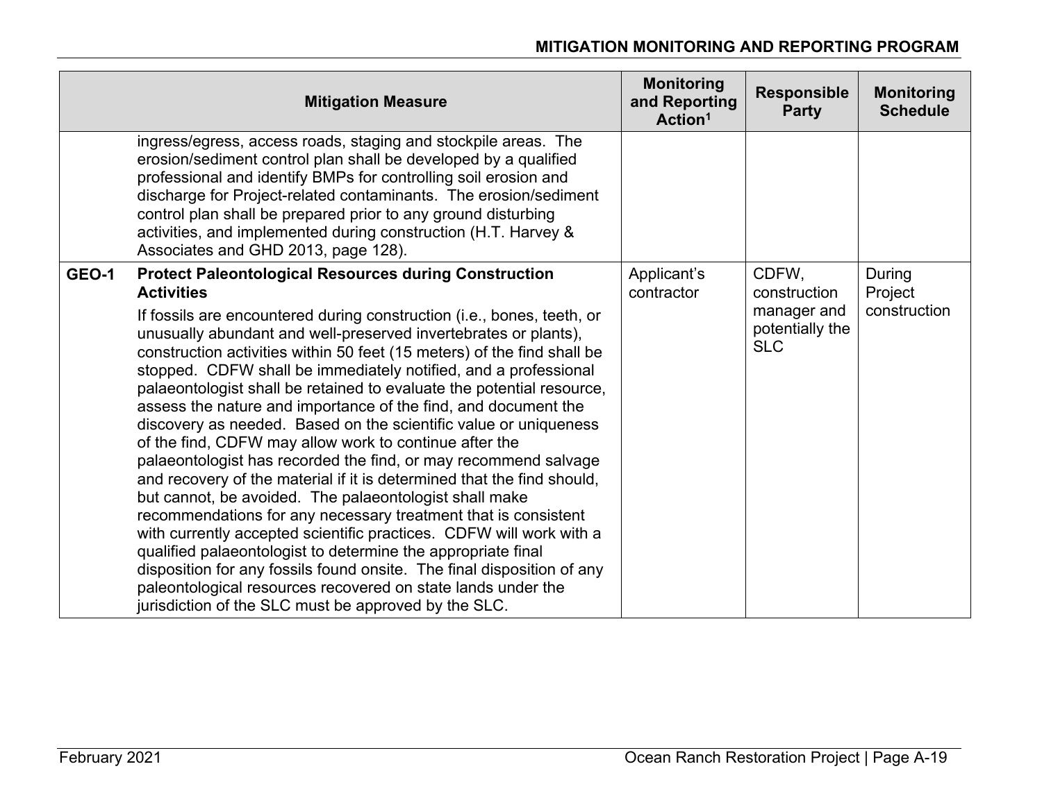| | Mitigation Measure | Monitoring and Reporting Action[1] | Responsible Party | Monitoring Schedule |
|---|---|---|---|---|
| | ingress/egress, access roads, staging and stockpile areas. The erosion/sediment control plan shall be developed by a qualified professional and identify BMPs for controlling soil erosion and discharge for Project-related contaminants. The erosion/sediment control plan shall be prepared prior to any ground disturbing activities, and implemented during construction (H.T. Harvey & Associates and GHD 2013, page 128). | | | |
| **GEO-1** | **Protect Paleontological Resources during Construction Activities**<br><br>If fossils are encountered during construction (i.e., bones, teeth, or unusually abundant and well-preserved invertebrates or plants), construction activities within 50 feet (15 meters) of the find shall be stopped. CDFW shall be immediately notified, and a professional palaeontologist shall be retained to evaluate the potential resource, assess the nature and importance of the find, and document the discovery as needed. Based on the scientific value or uniqueness of the find, CDFW may allow work to continue after the palaeontologist has recorded the find, or may recommend salvage and recovery of the material if it is determined that the find should, but cannot, be avoided. The palaeontologist shall make recommendations for any necessary treatment that is consistent with currently accepted scientific practices. CDFW will work with a qualified palaeontologist to determine the appropriate final disposition for any fossils found onsite. The final disposition of any paleontological resources recovered on state lands under the jurisdiction of the SLC must be approved by the SLC. | Applicant's contractor | CDFW, construction manager and potentially the SLC | During Project construction |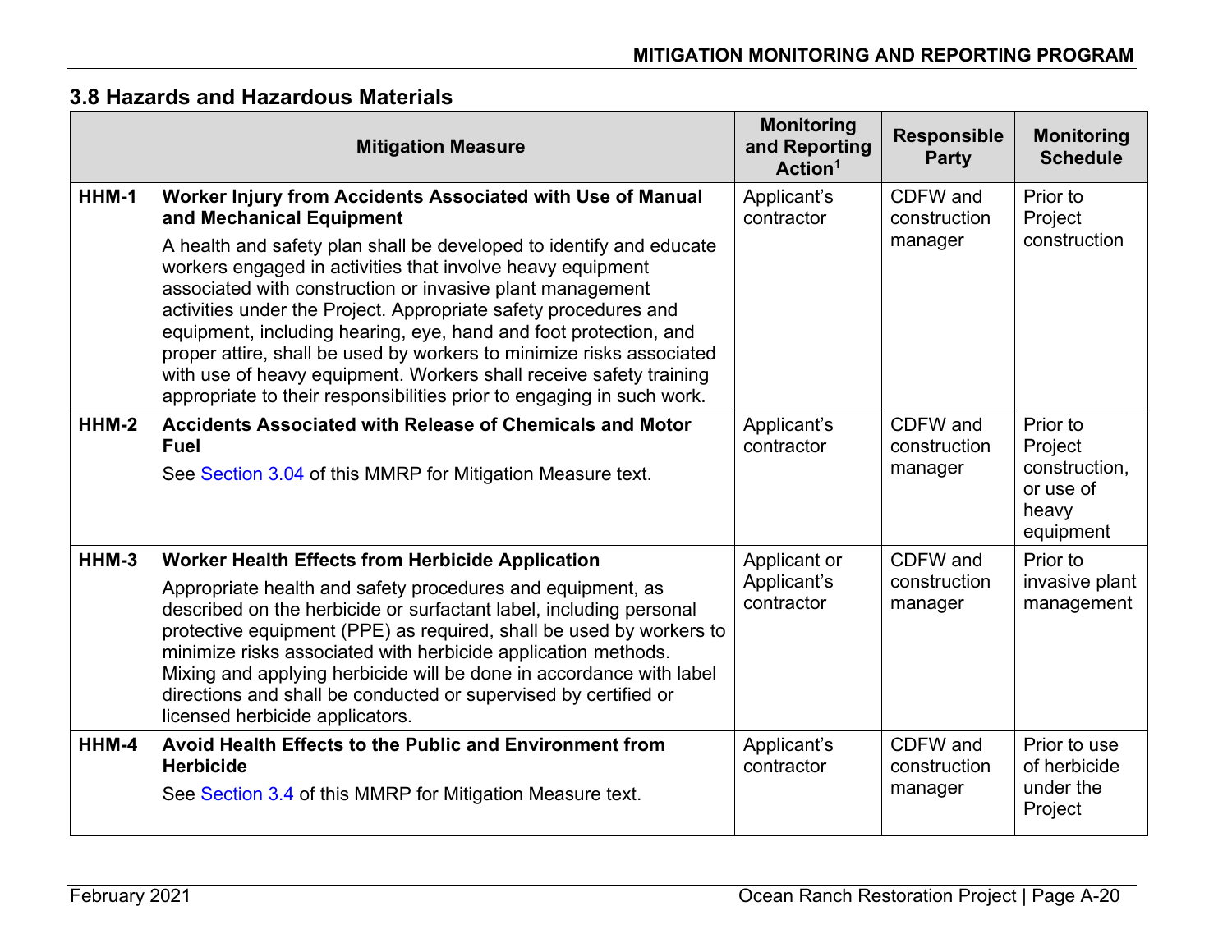## 3.8 Hazards and Hazardous Materials

| | Mitigation Measure | Monitoring and Reporting Action[1] | Responsible Party | Monitoring Schedule |
|---|---|---|---|---|
| HHM-1 | **Worker Injury from Accidents Associated with Use of Manual and Mechanical Equipment**<br>A health and safety plan shall be developed to identify and educate workers engaged in activities that involve heavy equipment associated with construction or invasive plant management activities under the Project. Appropriate safety procedures and equipment, including hearing, eye, hand and foot protection, and proper attire, shall be used by workers to minimize risks associated with use of heavy equipment. Workers shall receive safety training appropriate to their responsibilities prior to engaging in such work. | Applicant's contractor | CDFW and construction manager | Prior to Project construction |
| HHM-2 | **Accidents Associated with Release of Chemicals and Motor Fuel**<br>See Section 3.04 of this MMRP for Mitigation Measure text. | Applicant's contractor | CDFW and construction manager | Prior to Project construction, or use of heavy equipment |
| HHM-3 | **Worker Health Effects from Herbicide Application**<br>Appropriate health and safety procedures and equipment, as described on the herbicide or surfactant label, including personal protective equipment (PPE) as required, shall be used by workers to minimize risks associated with herbicide application methods. Mixing and applying herbicide will be done in accordance with label directions and shall be conducted or supervised by certified or licensed herbicide applicators. | Applicant or Applicant's contractor | CDFW and construction manager | Prior to invasive plant management |
| HHM-4 | **Avoid Health Effects to the Public and Environment from Herbicide**<br>See Section 3.4 of this MMRP for Mitigation Measure text. | Applicant's contractor | CDFW and construction manager | Prior to use of herbicide under the Project |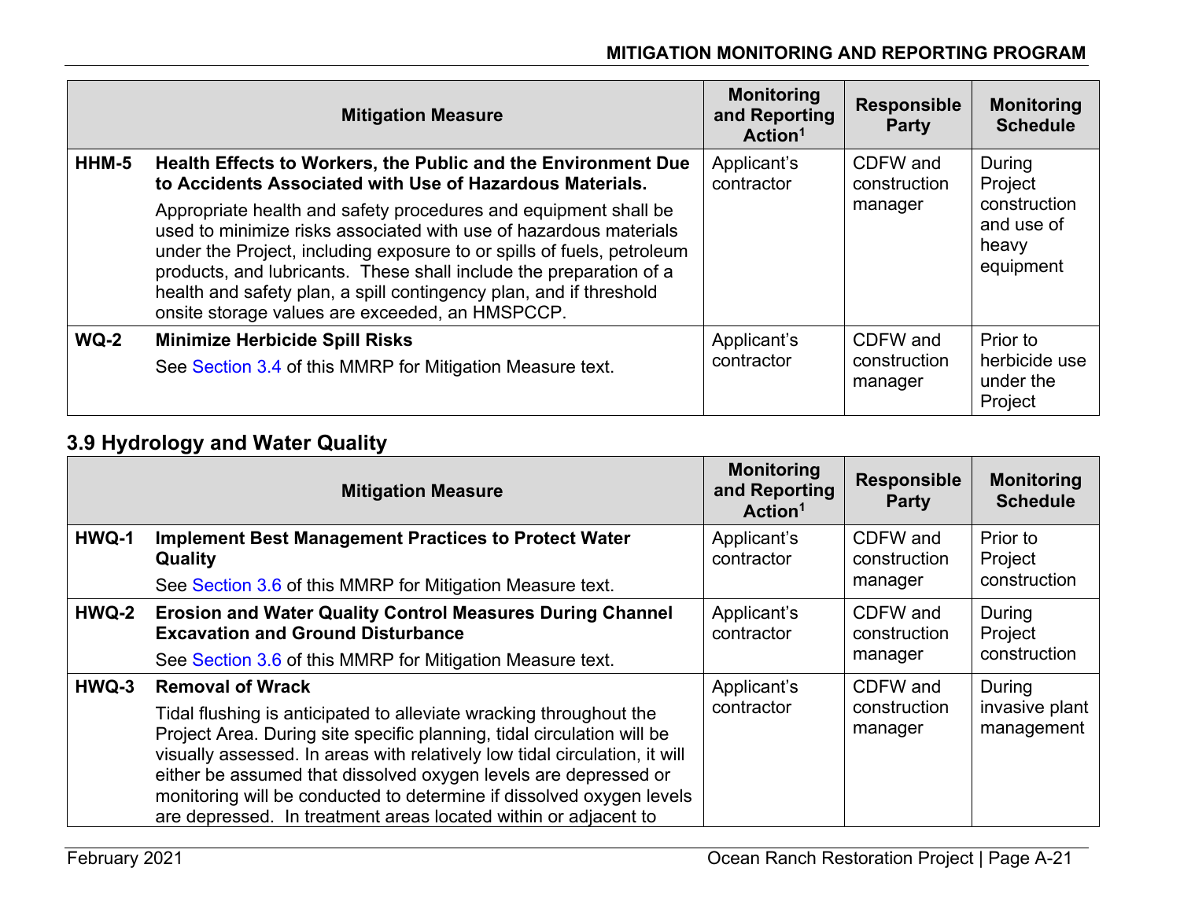| | Mitigation Measure | Monitoring and Reporting Action[1] | Responsible Party | Monitoring Schedule |
|---|---|---|---|---|
| HHM-5 | **Health Effects to Workers, the Public and the Environment Due to Accidents Associated with Use of Hazardous Materials.** Appropriate health and safety procedures and equipment shall be used to minimize risks associated with use of hazardous materials under the Project, including exposure to or spills of fuels, petroleum products, and lubricants. These shall include the preparation of a health and safety plan, a spill contingency plan, and if threshold onsite storage values are exceeded, an HMSPCCP. | Applicant's contractor | CDFW and construction manager | During Project construction and use of heavy equipment |
| WQ-2 | **Minimize Herbicide Spill Risks** See Section 3.4 of this MMRP for Mitigation Measure text. | Applicant's contractor | CDFW and construction manager | Prior to herbicide use under the Project |

## 3.9 Hydrology and Water Quality

| | Mitigation Measure | Monitoring and Reporting Action[1] | Responsible Party | Monitoring Schedule |
|---|---|---|---|---|
| HWQ-1 | **Implement Best Management Practices to Protect Water Quality** See Section 3.6 of this MMRP for Mitigation Measure text. | Applicant's contractor | CDFW and construction manager | Prior to Project construction |
| HWQ-2 | **Erosion and Water Quality Control Measures During Channel Excavation and Ground Disturbance** See Section 3.6 of this MMRP for Mitigation Measure text. | Applicant's contractor | CDFW and construction manager | During Project construction |
| HWQ-3 | **Removal of Wrack** Tidal flushing is anticipated to alleviate wracking throughout the Project Area. During site specific planning, tidal circulation will be visually assessed. In areas with relatively low tidal circulation, it will either be assumed that dissolved oxygen levels are depressed or monitoring will be conducted to determine if dissolved oxygen levels are depressed. In treatment areas located within or adjacent to | Applicant's contractor | CDFW and construction manager | During invasive plant management |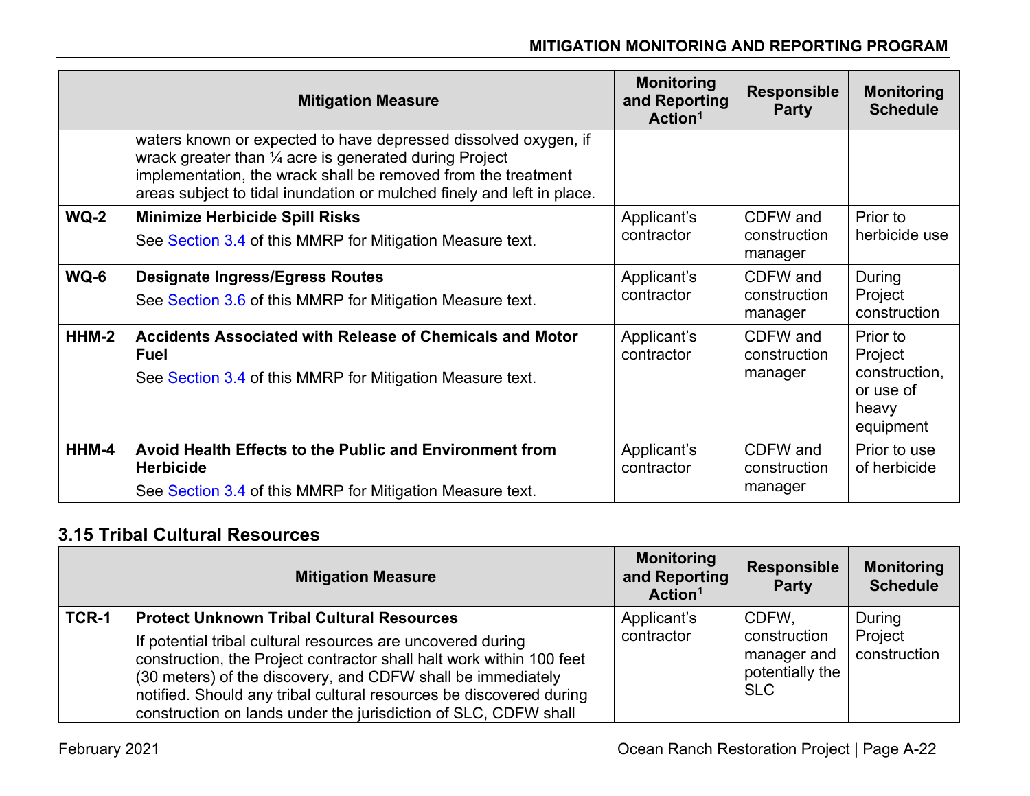| | Mitigation Measure | Monitoring and Reporting Action[1] | Responsible Party | Monitoring Schedule |
|---|---|---|---|---|
| | waters known or expected to have depressed dissolved oxygen, if wrack greater than ¼ acre is generated during Project implementation, the wrack shall be removed from the treatment areas subject to tidal inundation or mulched finely and left in place. | | | |
| **WQ-2** | **Minimize Herbicide Spill Risks** See Section 3.4 of this MMRP for Mitigation Measure text. | Applicant's contractor | CDFW and construction manager | Prior to herbicide use |
| **WQ-6** | **Designate Ingress/Egress Routes** See Section 3.6 of this MMRP for Mitigation Measure text. | Applicant's contractor | CDFW and construction manager | During Project construction |
| **HHM-2** | **Accidents Associated with Release of Chemicals and Motor Fuel** See Section 3.4 of this MMRP for Mitigation Measure text. | Applicant's contractor | CDFW and construction manager | Prior to Project construction, or use of heavy equipment |
| **HHM-4** | **Avoid Health Effects to the Public and Environment from Herbicide** See Section 3.4 of this MMRP for Mitigation Measure text. | Applicant's contractor | CDFW and construction manager | Prior to use of herbicide |

## 3.15 Tribal Cultural Resources

| | Mitigation Measure | Monitoring and Reporting Action[1] | Responsible Party | Monitoring Schedule |
|---|---|---|---|---|
| **TCR-1** | **Protect Unknown Tribal Cultural Resources** If potential tribal cultural resources are uncovered during construction, the Project contractor shall halt work within 100 feet (30 meters) of the discovery, and CDFW shall be immediately notified. Should any tribal cultural resources be discovered during construction on lands under the jurisdiction of SLC, CDFW shall | Applicant's contractor | CDFW, construction manager and potentially the SLC | During Project construction |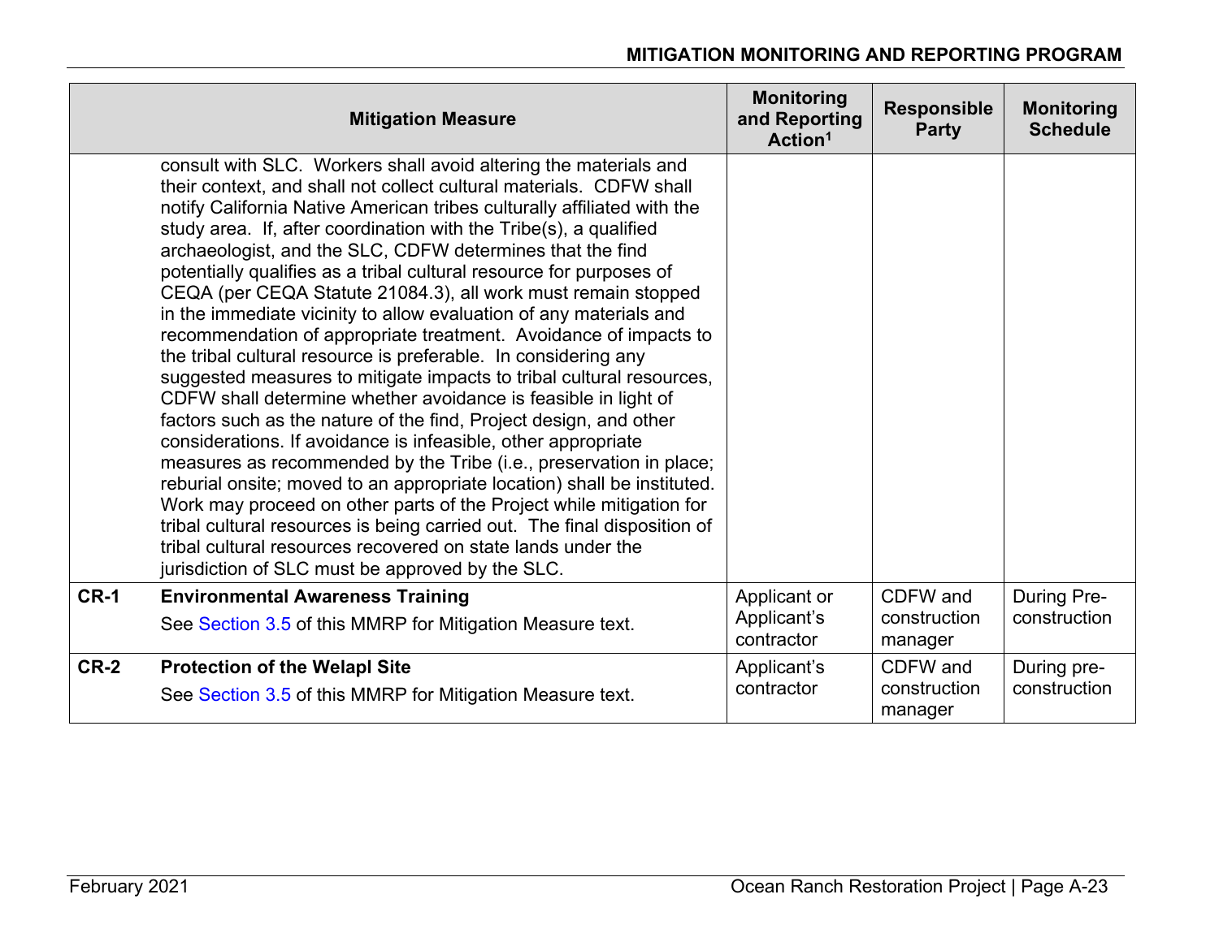| | Mitigation Measure | Monitoring and Reporting Action[1] | Responsible Party | Monitoring Schedule |
|---|---|---|---|---|
| | consult with SLC. Workers shall avoid altering the materials and their context, and shall not collect cultural materials. CDFW shall notify California Native American tribes culturally affiliated with the study area. If, after coordination with the Tribe(s), a qualified archaeologist, and the SLC, CDFW determines that the find potentially qualifies as a tribal cultural resource for purposes of CEQA (per CEQA Statute 21084.3), all work must remain stopped in the immediate vicinity to allow evaluation of any materials and recommendation of appropriate treatment. Avoidance of impacts to the tribal cultural resource is preferable. In considering any suggested measures to mitigate impacts to tribal cultural resources, CDFW shall determine whether avoidance is feasible in light of factors such as the nature of the find, Project design, and other considerations. If avoidance is infeasible, other appropriate measures as recommended by the Tribe (i.e., preservation in place; reburial onsite; moved to an appropriate location) shall be instituted. Work may proceed on other parts of the Project while mitigation for tribal cultural resources is being carried out. The final disposition of tribal cultural resources recovered on state lands under the jurisdiction of SLC must be approved by the SLC. | | | |
| **CR-1** | **Environmental Awareness Training**<br>See Section 3.5 of this MMRP for Mitigation Measure text. | Applicant or Applicant's contractor | CDFW and construction manager | During Pre-construction |
| **CR-2** | **Protection of the Welapl Site**<br>See Section 3.5 of this MMRP for Mitigation Measure text. | Applicant's contractor | CDFW and construction manager | During pre-construction |